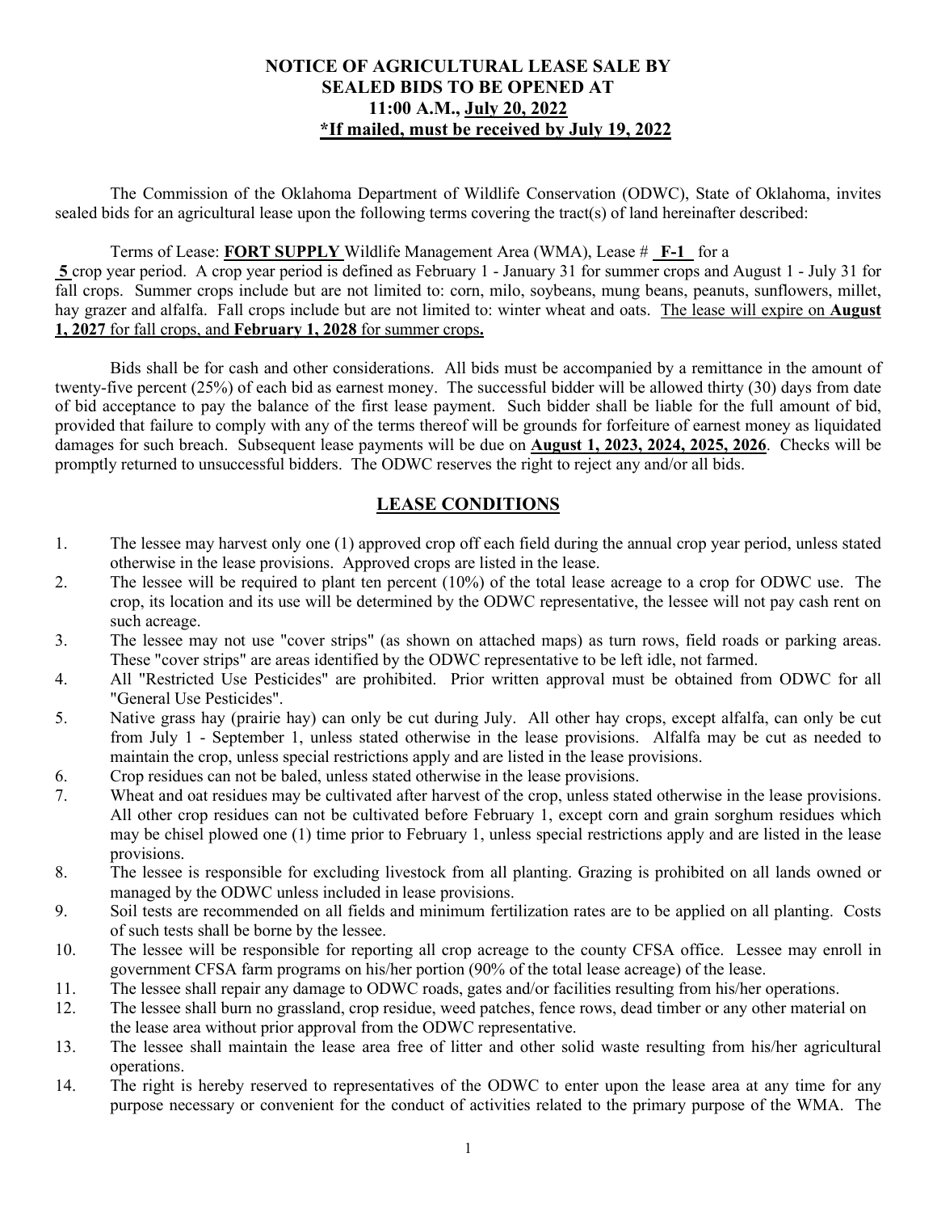**NOTICE OF AGRICULTURAL LEASE SALE BY SEALED BIDS TO BE OPENED AT 11:00 A.M., July 20, 2022**
**\*If mailed, must be received by July 19, 2022**

The Commission of the Oklahoma Department of Wildlife Conservation (ODWC), State of Oklahoma, invites sealed bids for an agricultural lease upon the following terms covering the tract(s) of land hereinafter described:

Terms of Lease: **FORT SUPPLY** Wildlife Management Area (WMA), Lease # **F-1** for a **5** crop year period. A crop year period is defined as February 1 - January 31 for summer crops and August 1 - July 31 for fall crops. Summer crops include but are not limited to: corn, milo, soybeans, mung beans, peanuts, sunflowers, millet, hay grazer and alfalfa. Fall crops include but are not limited to: winter wheat and oats. The lease will expire on **August 1, 2027** for fall crops, and **February 1, 2028** for summer crops**.**

Bids shall be for cash and other considerations. All bids must be accompanied by a remittance in the amount of twenty-five percent (25%) of each bid as earnest money. The successful bidder will be allowed thirty (30) days from date of bid acceptance to pay the balance of the first lease payment. Such bidder shall be liable for the full amount of bid, provided that failure to comply with any of the terms thereof will be grounds for forfeiture of earnest money as liquidated damages for such breach. Subsequent lease payments will be due on **August 1, 2023, 2024, 2025, 2026**. Checks will be promptly returned to unsuccessful bidders. The ODWC reserves the right to reject any and/or all bids.

## LEASE CONDITIONS

1. The lessee may harvest only one (1) approved crop off each field during the annual crop year period, unless stated otherwise in the lease provisions. Approved crops are listed in the lease.
2. The lessee will be required to plant ten percent (10%) of the total lease acreage to a crop for ODWC use. The crop, its location and its use will be determined by the ODWC representative, the lessee will not pay cash rent on such acreage.
3. The lessee may not use "cover strips" (as shown on attached maps) as turn rows, field roads or parking areas. These "cover strips" are areas identified by the ODWC representative to be left idle, not farmed.
4. All "Restricted Use Pesticides" are prohibited. Prior written approval must be obtained from ODWC for all "General Use Pesticides".
5. Native grass hay (prairie hay) can only be cut during July. All other hay crops, except alfalfa, can only be cut from July 1 - September 1, unless stated otherwise in the lease provisions. Alfalfa may be cut as needed to maintain the crop, unless special restrictions apply and are listed in the lease provisions.
6. Crop residues can not be baled, unless stated otherwise in the lease provisions.
7. Wheat and oat residues may be cultivated after harvest of the crop, unless stated otherwise in the lease provisions. All other crop residues can not be cultivated before February 1, except corn and grain sorghum residues which may be chisel plowed one (1) time prior to February 1, unless special restrictions apply and are listed in the lease provisions.
8. The lessee is responsible for excluding livestock from all planting. Grazing is prohibited on all lands owned or managed by the ODWC unless included in lease provisions.
9. Soil tests are recommended on all fields and minimum fertilization rates are to be applied on all planting. Costs of such tests shall be borne by the lessee.
10. The lessee will be responsible for reporting all crop acreage to the county CFSA office. Lessee may enroll in government CFSA farm programs on his/her portion (90% of the total lease acreage) of the lease.
11. The lessee shall repair any damage to ODWC roads, gates and/or facilities resulting from his/her operations.
12. The lessee shall burn no grassland, crop residue, weed patches, fence rows, dead timber or any other material on the lease area without prior approval from the ODWC representative.
13. The lessee shall maintain the lease area free of litter and other solid waste resulting from his/her agricultural operations.
14. The right is hereby reserved to representatives of the ODWC to enter upon the lease area at any time for any purpose necessary or convenient for the conduct of activities related to the primary purpose of the WMA. The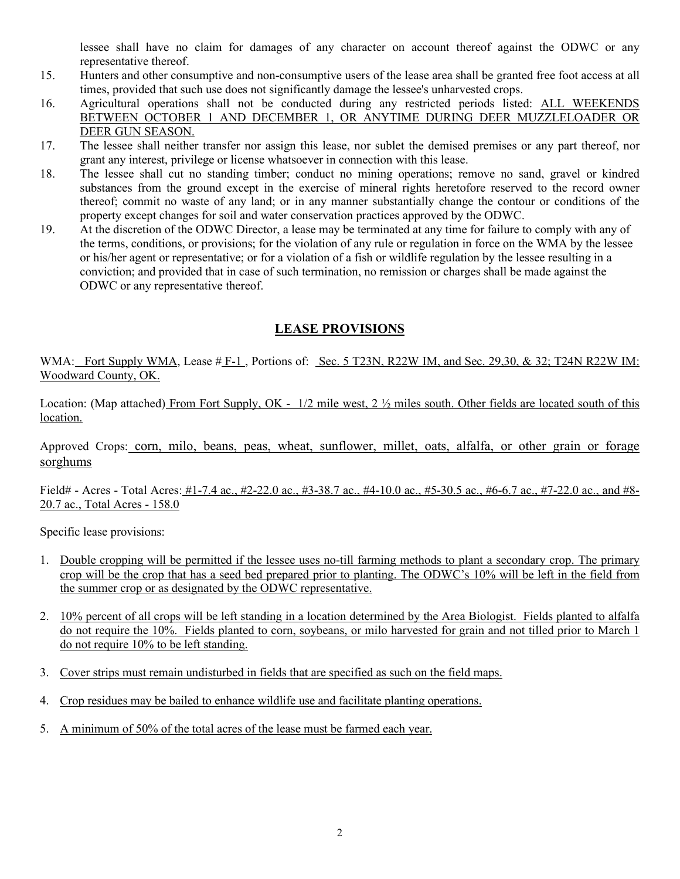lessee shall have no claim for damages of any character on account thereof against the ODWC or any representative thereof.

15. Hunters and other consumptive and non-consumptive users of the lease area shall be granted free foot access at all times, provided that such use does not significantly damage the lessee's unharvested crops.
16. Agricultural operations shall not be conducted during any restricted periods listed: ALL WEEKENDS BETWEEN OCTOBER 1 AND DECEMBER 1, OR ANYTIME DURING DEER MUZZLELOADER OR DEER GUN SEASON.
17. The lessee shall neither transfer nor assign this lease, nor sublet the demised premises or any part thereof, nor grant any interest, privilege or license whatsoever in connection with this lease.
18. The lessee shall cut no standing timber; conduct no mining operations; remove no sand, gravel or kindred substances from the ground except in the exercise of mineral rights heretofore reserved to the record owner thereof; commit no waste of any land; or in any manner substantially change the contour or conditions of the property except changes for soil and water conservation practices approved by the ODWC.
19. At the discretion of the ODWC Director, a lease may be terminated at any time for failure to comply with any of the terms, conditions, or provisions; for the violation of any rule or regulation in force on the WMA by the lessee or his/her agent or representative; or for a violation of a fish or wildlife regulation by the lessee resulting in a conviction; and provided that in case of such termination, no remission or charges shall be made against the ODWC or any representative thereof.

## LEASE PROVISIONS

WMA: Fort Supply WMA, Lease # F-1 , Portions of: Sec. 5 T23N, R22W IM, and Sec. 29,30, & 32; T24N R22W IM: Woodward County, OK.

Location: (Map attached) From Fort Supply, OK - 1/2 mile west, 2 ½ miles south. Other fields are located south of this location.

Approved Crops: corn, milo, beans, peas, wheat, sunflower, millet, oats, alfalfa, or other grain or forage sorghums

Field# - Acres - Total Acres: #1-7.4 ac., #2-22.0 ac., #3-38.7 ac., #4-10.0 ac., #5-30.5 ac., #6-6.7 ac., #7-22.0 ac., and #8-20.7 ac., Total Acres - 158.0

Specific lease provisions:

1. Double cropping will be permitted if the lessee uses no-till farming methods to plant a secondary crop. The primary crop will be the crop that has a seed bed prepared prior to planting. The ODWC's 10% will be left in the field from the summer crop or as designated by the ODWC representative.

2. 10% percent of all crops will be left standing in a location determined by the Area Biologist. Fields planted to alfalfa do not require the 10%. Fields planted to corn, soybeans, or milo harvested for grain and not tilled prior to March 1 do not require 10% to be left standing.

3. Cover strips must remain undisturbed in fields that are specified as such on the field maps.

4. Crop residues may be bailed to enhance wildlife use and facilitate planting operations.

5. A minimum of 50% of the total acres of the lease must be farmed each year.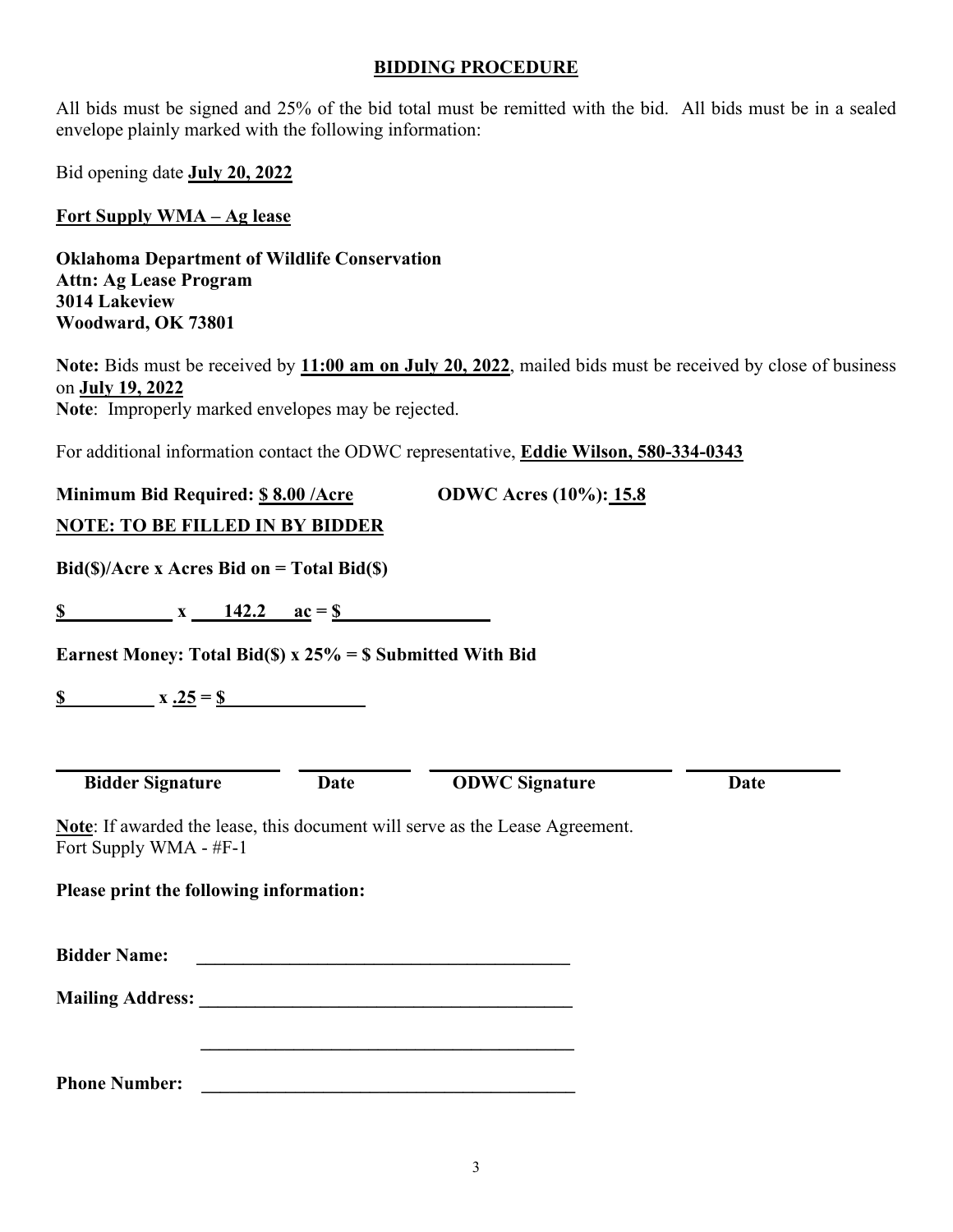## BIDDING PROCEDURE

All bids must be signed and 25% of the bid total must be remitted with the bid. All bids must be in a sealed envelope plainly marked with the following information:

Bid opening date **July 20, 2022**

**Fort Supply WMA – Ag lease**

**Oklahoma Department of Wildlife Conservation**
**Attn: Ag Lease Program**
**3014 Lakeview**
**Woodward, OK 73801**

**Note:** Bids must be received by **11:00 am on July 20, 2022**, mailed bids must be received by close of business on **July 19, 2022**
**Note**: Improperly marked envelopes may be rejected.

For additional information contact the ODWC representative, **Eddie Wilson, 580-334-0343**

**Minimum Bid Required: $ 8.00 /Acre** **ODWC Acres (10%): 15.8**

**NOTE: TO BE FILLED IN BY BIDDER**

**Bid($)/Acre x Acres Bid on = Total Bid($)**

**$ ___________ x 142.2 ac = $ _______________**

**Earnest Money: Total Bid($) x 25% = $ Submitted With Bid**

**$ _________ x .25 = $ _______________**

| ______________________ | __________ | ______________________ | __________ |
|---|---|---|---|
| **Bidder Signature** | **Date** | **ODWC Signature** | **Date** |

**Note**: If awarded the lease, this document will serve as the Lease Agreement.
Fort Supply WMA - #F-1

**Please print the following information:**

**Bidder Name:** ________________________________________

**Mailing Address:** ________________________________________

________________________________________

**Phone Number:** ________________________________________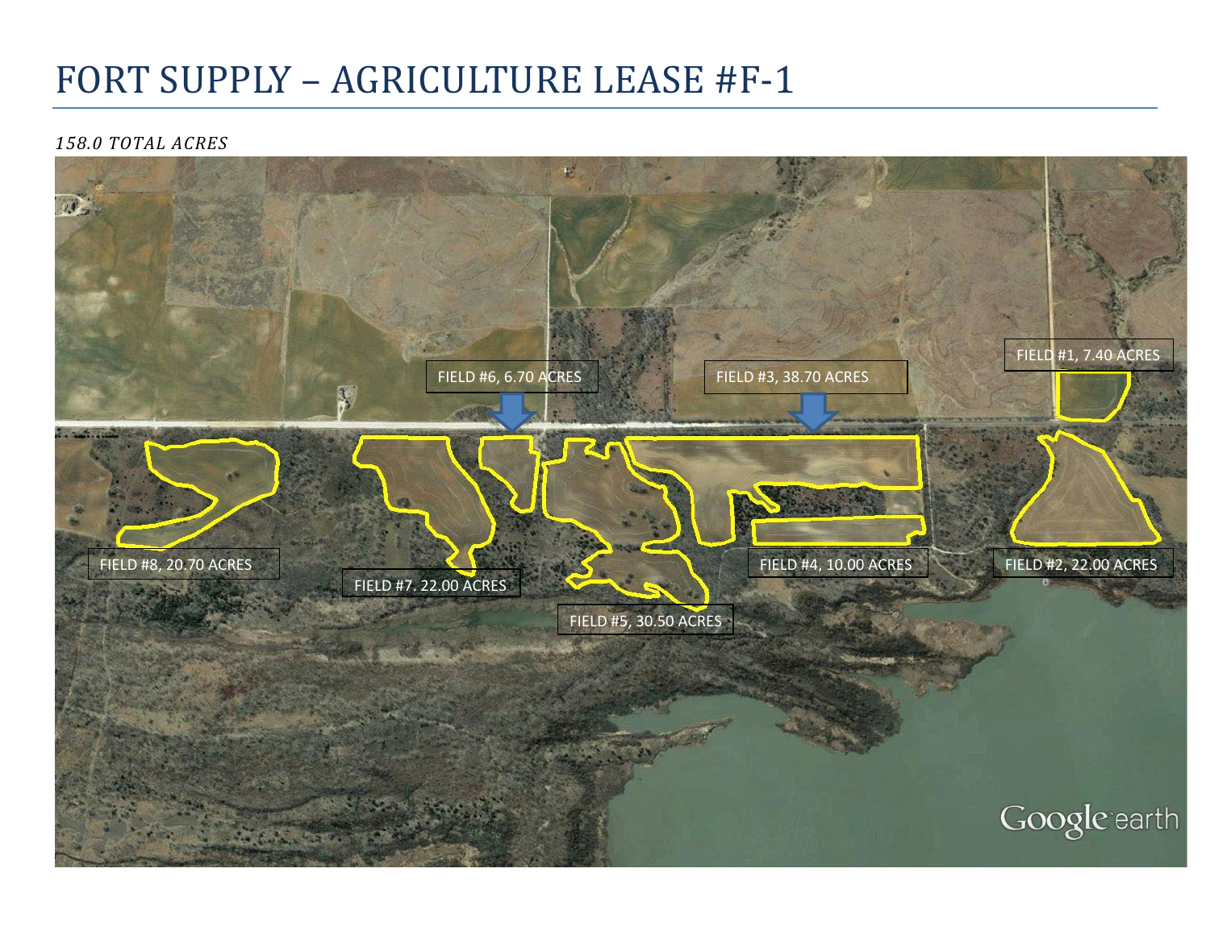# FORT SUPPLY – AGRICULTURE LEASE #F-1

*158.0 TOTAL ACRES*

FIELD #6, 6.70 ACRES

FIELD #3, 38.70 ACRES

FIELD #1, 7.40 ACRES

FIELD #8, 20.70 ACRES

FIELD #7. 22.00 ACRES

FIELD #5, 30.50 ACRES

FIELD #4, 10.00 ACRES

FIELD #2, 22.00 ACRES

Google earth